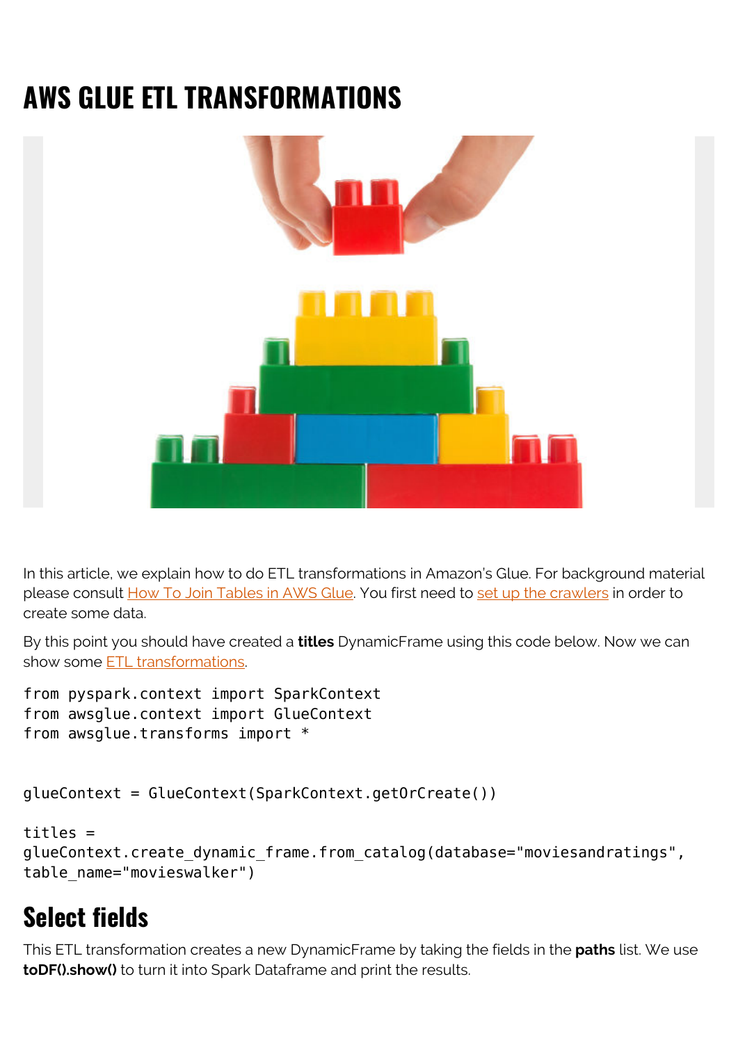# AWS GLUE ETL TRANSFORMATIONS

In this article, we explain how to do ETL transformations in Amazon's Glue. For background material please consult How To Join Tables in AWS Glue. You first need to set up the crawlers in order to create some data.

By this point you should have created a **titles** DynamicFrame using this code below. Now we can show some ETL transformations.

```
from pyspark.context import SparkContext
from awsglue.context import GlueContext
from awsglue.transforms import *


glueContext = GlueContext(SparkContext.getOrCreate())

titles =
glueContext.create_dynamic_frame.from_catalog(database="moviesandratings",
table_name="movieswalker")
```

## Select fields

This ETL transformation creates a new DynamicFrame by taking the fields in the **paths** list. We use **toDF().show()** to turn it into Spark Dataframe and print the results.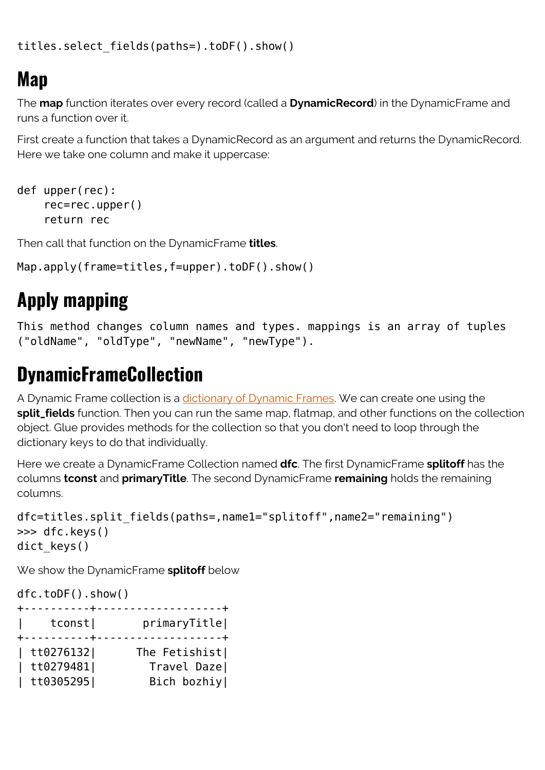```
titles.select_fields(paths=).toDF().show()
```

## Map

The **map** function iterates over every record (called a **DynamicRecord**) in the DynamicFrame and runs a function over it.

First create a function that takes a DynamicRecord as an argument and returns the DynamicRecord. Here we take one column and make it uppercase:

```
def upper(rec):
    rec=rec.upper()
    return rec
```

Then call that function on the DynamicFrame **titles**.

```
Map.apply(frame=titles,f=upper).toDF().show()
```

## Apply mapping

```
This method changes column names and types. mappings is an array of tuples
("oldName", "oldType", "newName", "newType").
```

## DynamicFrameCollection

A Dynamic Frame collection is a dictionary of Dynamic Frames. We can create one using the **split_fields** function. Then you can run the same map, flatmap, and other functions on the collection object. Glue provides methods for the collection so that you don't need to loop through the dictionary keys to do that individually.

Here we create a DynamicFrame Collection named **dfc**. The first DynamicFrame **splitoff** has the columns **tconst** and **primaryTitle**. The second DynamicFrame **remaining** holds the remaining columns.

```
dfc=titles.split_fields(paths=,name1="splitoff",name2="remaining")
>>> dfc.keys()
dict_keys()
```

We show the DynamicFrame **splitoff** below

```
dfc.toDF().show()
+----------+-------------------+
|    tconst|       primaryTitle|
+----------+-------------------+
| tt0276132|      The Fetishist|
| tt0279481|        Travel Daze|
| tt0305295|        Bich bozhiy|
```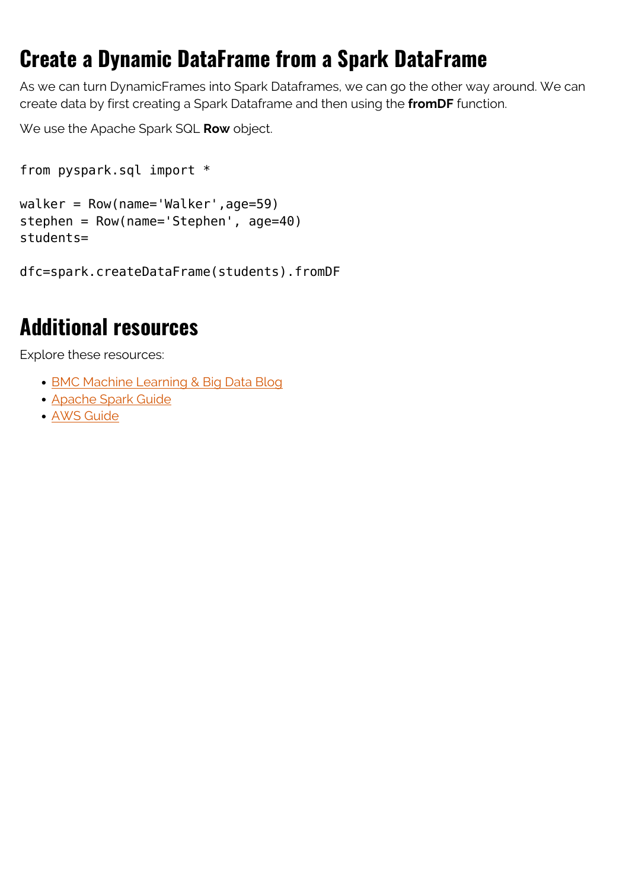# Create a Dynamic DataFrame from a Spark DataFrame

As we can turn DynamicFrames into Spark Dataframes, we can go the other way around. We can create data by first creating a Spark Dataframe and then using the **fromDF** function.

We use the Apache Spark SQL **Row** object.

```
from pyspark.sql import *

walker = Row(name='Walker',age=59)
stephen = Row(name='Stephen', age=40)
students=

dfc=spark.createDataFrame(students).fromDF
```

# Additional resources

Explore these resources:

- BMC Machine Learning & Big Data Blog
- Apache Spark Guide
- AWS Guide